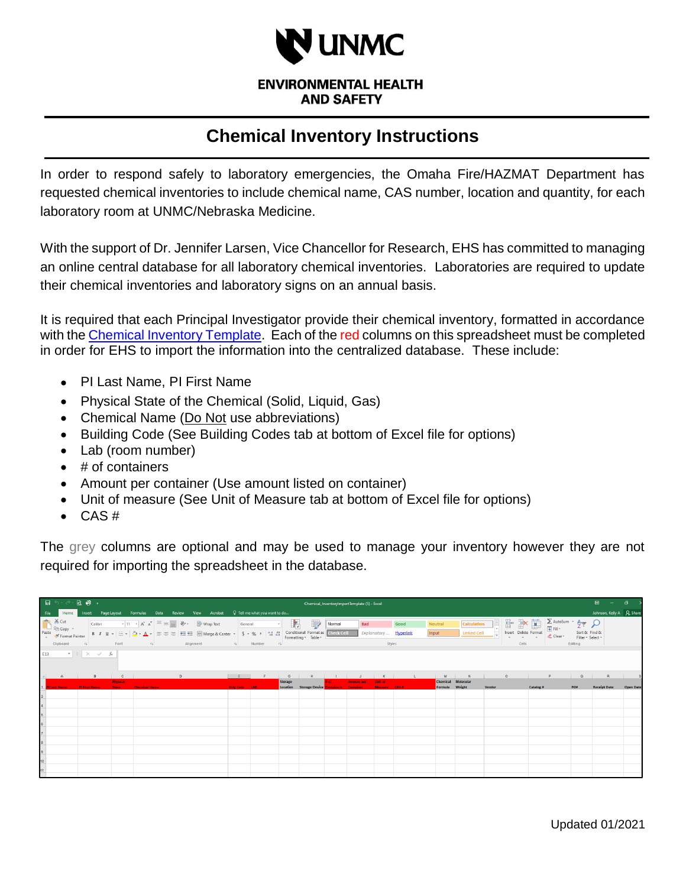UNMC

ENVIRONMENTAL HEALTH AND SAFETY

# Chemical Inventory Instructions

In order to respond safely to laboratory emergencies, the Omaha Fire/HAZMAT Department has requested chemical inventories to include chemical name, CAS number, location and quantity, for each laboratory room at UNMC/Nebraska Medicine.

With the support of Dr. Jennifer Larsen, Vice Chancellor for Research, EHS has committed to managing an online central database for all laboratory chemical inventories. Laboratories are required to update their chemical inventories and laboratory signs on an annual basis.

It is required that each Principal Investigator provide their chemical inventory, formatted in accordance with the Chemical Inventory Template. Each of the red columns on this spreadsheet must be completed in order for EHS to import the information into the centralized database. These include:

- PI Last Name, PI First Name
- Physical State of the Chemical (Solid, Liquid, Gas)
- Chemical Name (Do Not use abbreviations)
- Building Code (See Building Codes tab at bottom of Excel file for options)
- Lab (room number)
- # of containers
- Amount per container (Use amount listed on container)
- Unit of measure (See Unit of Measure tab at bottom of Excel file for options)
- CAS #

The grey columns are optional and may be used to manage your inventory however they are not required for importing the spreadsheet in the database.

| PI Last Name | PI First Name | Physical State | Chemical Name | Bldg Code | LAB | Storage Location | Storage Device | # of Containers | Amount per Container | Unit of Measure | CAS # | Chemical Formula | Molecular Weight | Vendor | Catalog # | PO# | Receipt Date | Open Date |
|---|---|---|---|---|---|---|---|---|---|---|---|---|---|---|---|---|---|---|
| | | | | | | | | | | | | | | | | | | |

Updated 01/2021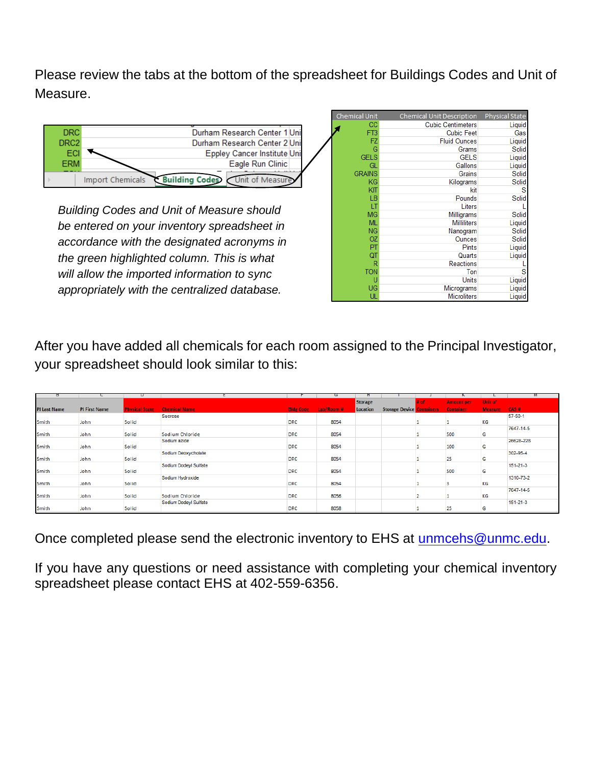Please review the tabs at the bottom of the spreadsheet for Buildings Codes and Unit of Measure.

| | |
|---|---|
| DRC | Durham Research Center 1 Uni |
| DRC2 | Durham Research Center 2 Uni |
| ECI | Eppley Cancer Institute Uni |
| ERM | Eagle Run Clinic |

Import Chemicals | Building Codes | Unit of Measure

| Chemical Unit | Chemical Unit Description | Physical State |
|---|---|---|
| CC | Cubic Centimeters | Liquid |
| FT3 | Cubic Feet | Gas |
| FZ | Fluid Ounces | Liquid |
| G | Grams | Solid |
| GELS | GELS | Liquid |
| GL | Gallons | Liquid |
| GRAINS | Grains | Solid |
| KG | Kilograms | Solid |
| KIT | kit | S |
| LB | Pounds | Solid |
| LT | Liters | L |
| MG | Milligrams | Solid |
| ML | Milliliters | Liquid |
| NG | Nanogram | Solid |
| OZ | Ounces | Solid |
| PT | Pints | Liquid |
| QT | Quarts | Liquid |
| R | Reactions | L |
| TON | Ton | S |
| U | Units | Liquid |
| UG | Micrograms | Liquid |
| UL | Microliters | Liquid |

*Building Codes and Unit of Measure should be entered on your inventory spreadsheet in accordance with the designated acronyms in the green highlighted column. This is what will allow the imported information to sync appropriately with the centralized database.*

After you have added all chemicals for each room assigned to the Principal Investigator, your spreadsheet should look similar to this:

| PI Last Name | PI First Name | Physical State | Chemical Name | Bldg Code | Lab/Room # | Storage Location | Storage Device | # of Containers | Amount per Container | Unit of Measure | CAS # |
|---|---|---|---|---|---|---|---|---|---|---|---|
| Smith | John | Solid | Sucrose | DRC | 8054 | | | 1 | 1 | KG | 57-50-1 |
| Smith | John | Solid | Sodium Chloride | DRC | 8054 | | | 1 | 500 | G | 7647-14-5 |
| Smith | John | Solid | Sodium azide | DRC | 8054 | | | 1 | 100 | G | 26628-228 |
| Smith | John | Solid | Sodium Deoxycholate | DRC | 8054 | | | 1 | 25 | G | 302-95-4 |
| Smith | John | Solid | Sodium Dodecyl Sulfate | DRC | 8054 | | | 1 | 500 | G | 151-21-3 |
| Smith | John | Solid | Sodium Hydroxide | DRC | 8054 | | | 1 | 3 | KG | 1310-73-2 |
| Smith | John | Solid | Sodium Chloride | DRC | 8056 | | | 2 | 1 | KG | 7647-14-5 |
| Smith | John | Solid | Sodium Dodecyl Sulfate | DRC | 8058 | | | 1 | 25 | G | 151-21-3 |

Once completed please send the electronic inventory to EHS at unmcehs@unmc.edu.

If you have any questions or need assistance with completing your chemical inventory spreadsheet please contact EHS at 402-559-6356.